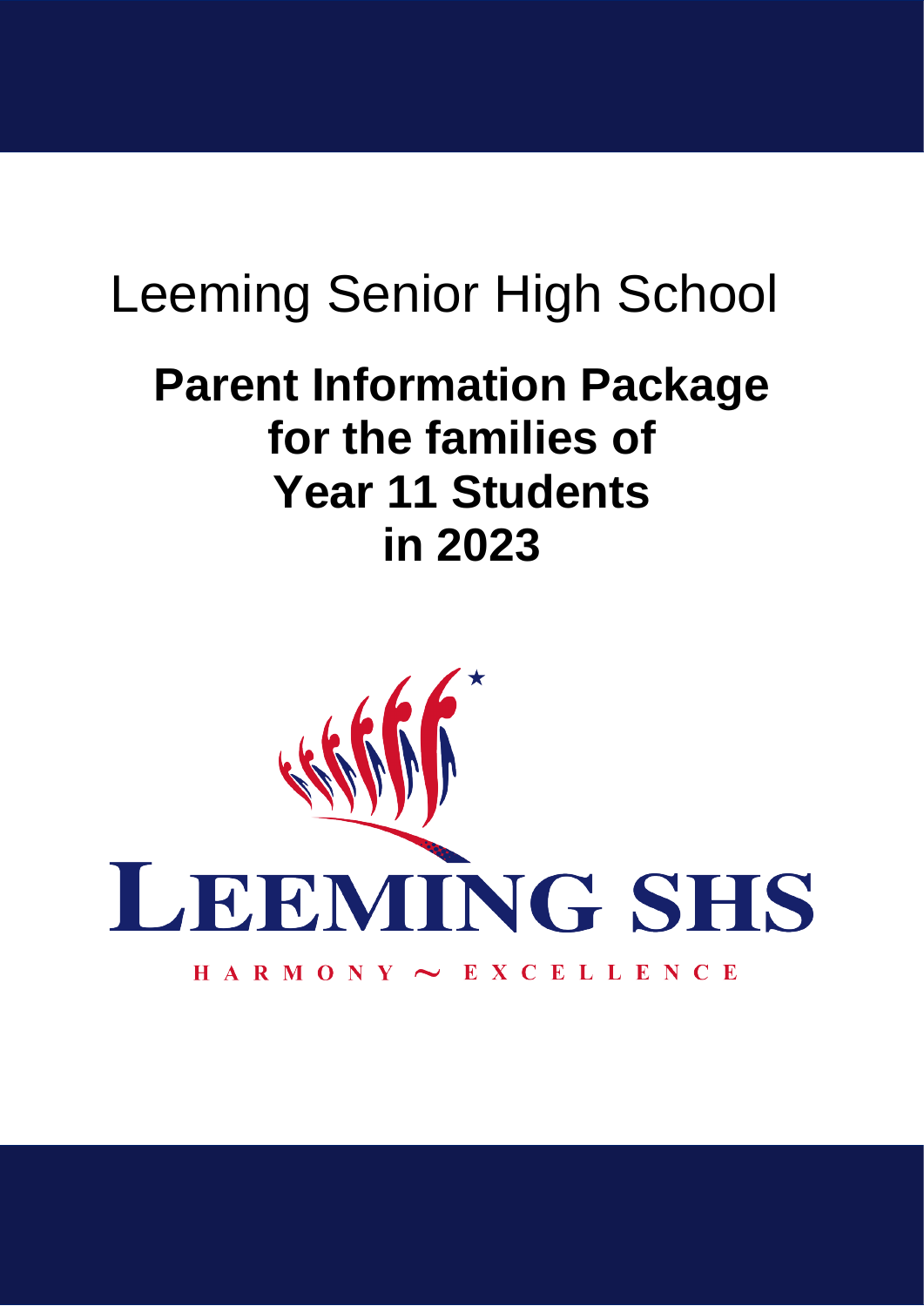# Leeming Senior High School

## Parent Information Package for the families of Year 11 Students in 2023

LEEMING SHS

HARMONY ~ EXCELLENCE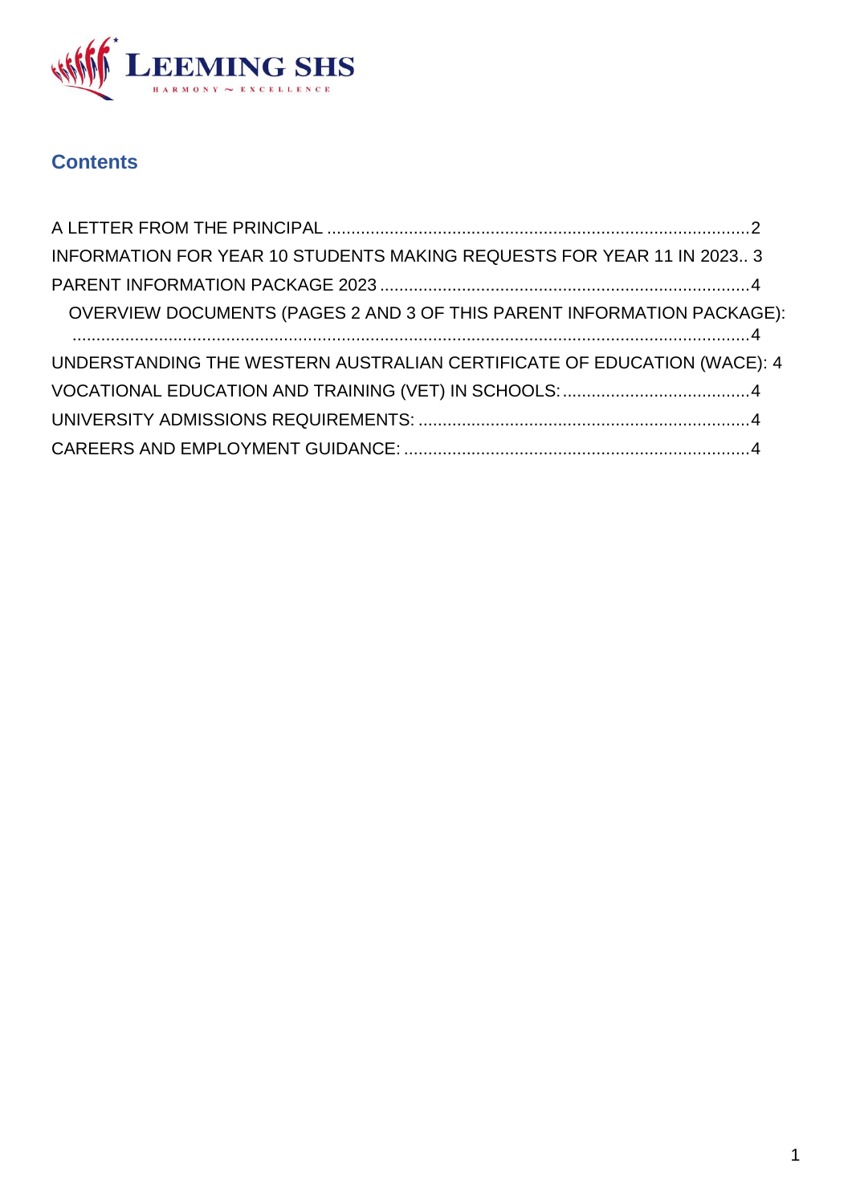**LEEMING SHS**

HARMONY ~ EXCELLENCE

## Contents

A LETTER FROM THE PRINCIPAL ........................................................................................2

INFORMATION FOR YEAR 10 STUDENTS MAKING REQUESTS FOR YEAR 11 IN 2023.. 3

PARENT INFORMATION PACKAGE 2023 .............................................................................4

OVERVIEW DOCUMENTS (PAGES 2 AND 3 OF THIS PARENT INFORMATION PACKAGE): ..............................................................................................................................4

UNDERSTANDING THE WESTERN AUSTRALIAN CERTIFICATE OF EDUCATION (WACE): 4

VOCATIONAL EDUCATION AND TRAINING (VET) IN SCHOOLS: .......................................4

UNIVERSITY ADMISSIONS REQUIREMENTS: .....................................................................4

CAREERS AND EMPLOYMENT GUIDANCE: ........................................................................4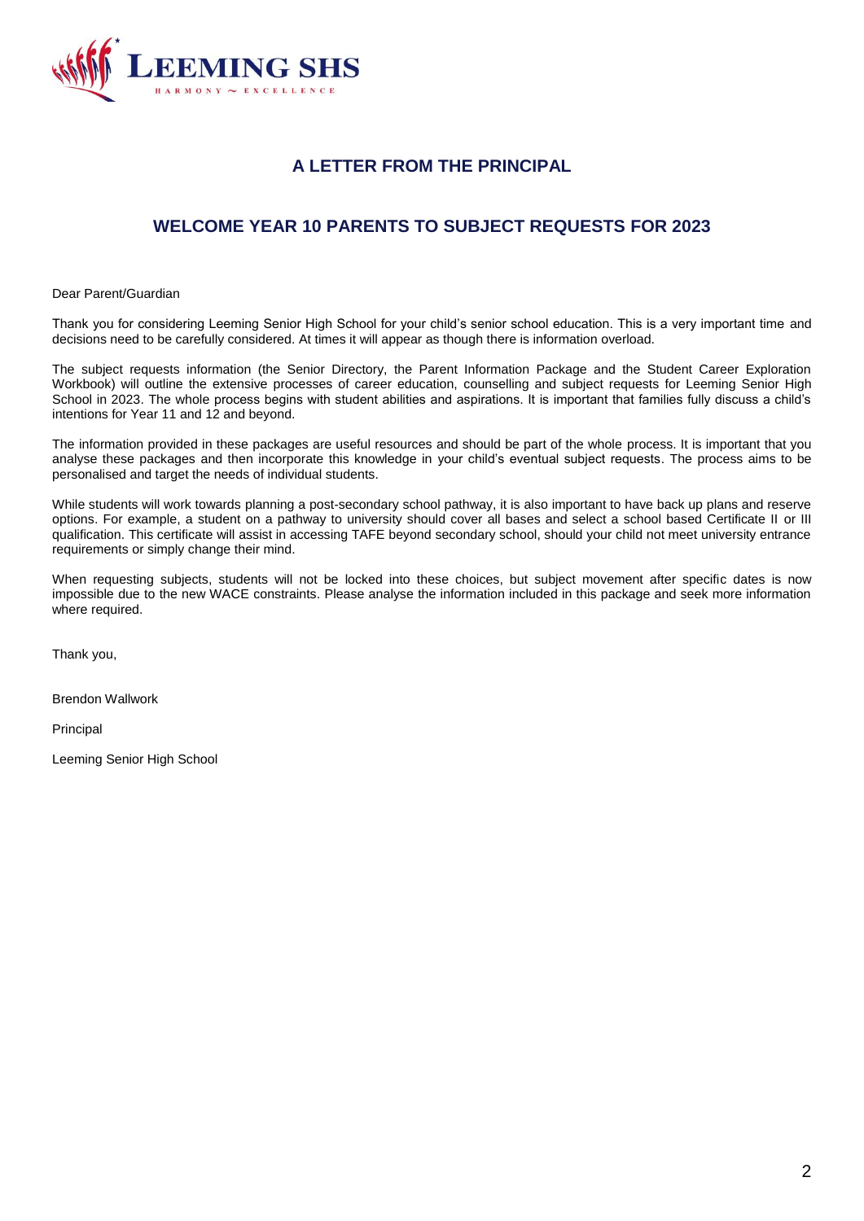# A LETTER FROM THE PRINCIPAL

## WELCOME YEAR 10 PARENTS TO SUBJECT REQUESTS FOR 2023

Dear Parent/Guardian

Thank you for considering Leeming Senior High School for your child's senior school education. This is a very important time and decisions need to be carefully considered. At times it will appear as though there is information overload.

The subject requests information (the Senior Directory, the Parent Information Package and the Student Career Exploration Workbook) will outline the extensive processes of career education, counselling and subject requests for Leeming Senior High School in 2023. The whole process begins with student abilities and aspirations. It is important that families fully discuss a child's intentions for Year 11 and 12 and beyond.

The information provided in these packages are useful resources and should be part of the whole process. It is important that you analyse these packages and then incorporate this knowledge in your child's eventual subject requests. The process aims to be personalised and target the needs of individual students.

While students will work towards planning a post-secondary school pathway, it is also important to have back up plans and reserve options. For example, a student on a pathway to university should cover all bases and select a school based Certificate II or III qualification. This certificate will assist in accessing TAFE beyond secondary school, should your child not meet university entrance requirements or simply change their mind.

When requesting subjects, students will not be locked into these choices, but subject movement after specific dates is now impossible due to the new WACE constraints. Please analyse the information included in this package and seek more information where required.

Thank you,

Brendon Wallwork

Principal

Leeming Senior High School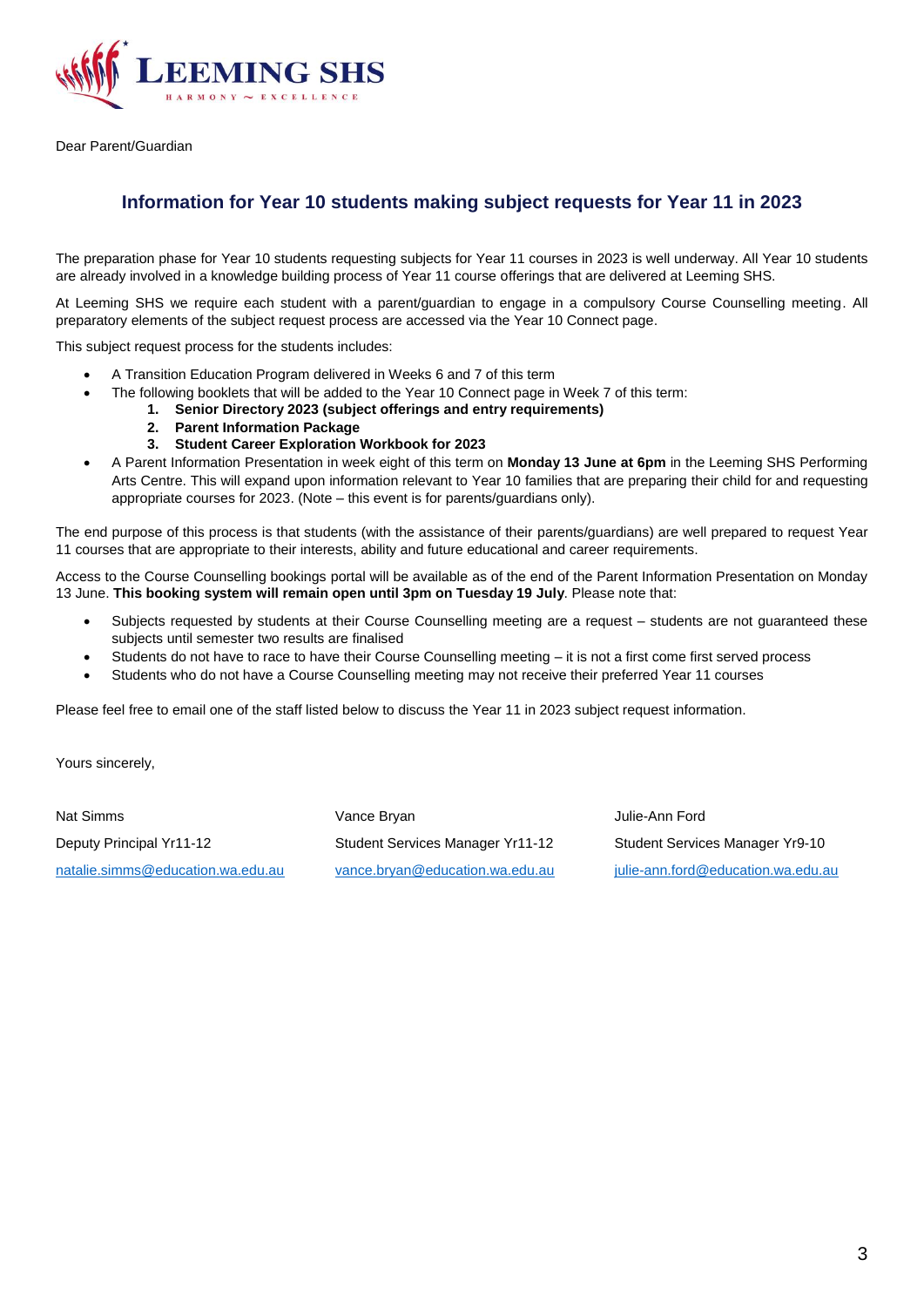LEEMING SHS

HARMONY ~ EXCELLENCE

Dear Parent/Guardian

## Information for Year 10 students making subject requests for Year 11 in 2023

The preparation phase for Year 10 students requesting subjects for Year 11 courses in 2023 is well underway. All Year 10 students are already involved in a knowledge building process of Year 11 course offerings that are delivered at Leeming SHS.

At Leeming SHS we require each student with a parent/guardian to engage in a compulsory Course Counselling meeting. All preparatory elements of the subject request process are accessed via the Year 10 Connect page.

This subject request process for the students includes:

- A Transition Education Program delivered in Weeks 6 and 7 of this term
- The following booklets that will be added to the Year 10 Connect page in Week 7 of this term:
    1. **Senior Directory 2023 (subject offerings and entry requirements)**
    2. **Parent Information Package**
    3. **Student Career Exploration Workbook for 2023**
- A Parent Information Presentation in week eight of this term on **Monday 13 June at 6pm** in the Leeming SHS Performing Arts Centre. This will expand upon information relevant to Year 10 families that are preparing their child for and requesting appropriate courses for 2023. (Note – this event is for parents/guardians only).

The end purpose of this process is that students (with the assistance of their parents/guardians) are well prepared to request Year 11 courses that are appropriate to their interests, ability and future educational and career requirements.

Access to the Course Counselling bookings portal will be available as of the end of the Parent Information Presentation on Monday 13 June. **This booking system will remain open until 3pm on Tuesday 19 July**. Please note that:

- Subjects requested by students at their Course Counselling meeting are a request – students are not guaranteed these subjects until semester two results are finalised
- Students do not have to race to have their Course Counselling meeting – it is not a first come first served process
- Students who do not have a Course Counselling meeting may not receive their preferred Year 11 courses

Please feel free to email one of the staff listed below to discuss the Year 11 in 2023 subject request information.

Yours sincerely,

Nat Simms
Deputy Principal Yr11-12
natalie.simms@education.wa.edu.au

Vance Bryan
Student Services Manager Yr11-12
vance.bryan@education.wa.edu.au

Julie-Ann Ford
Student Services Manager Yr9-10
julie-ann.ford@education.wa.edu.au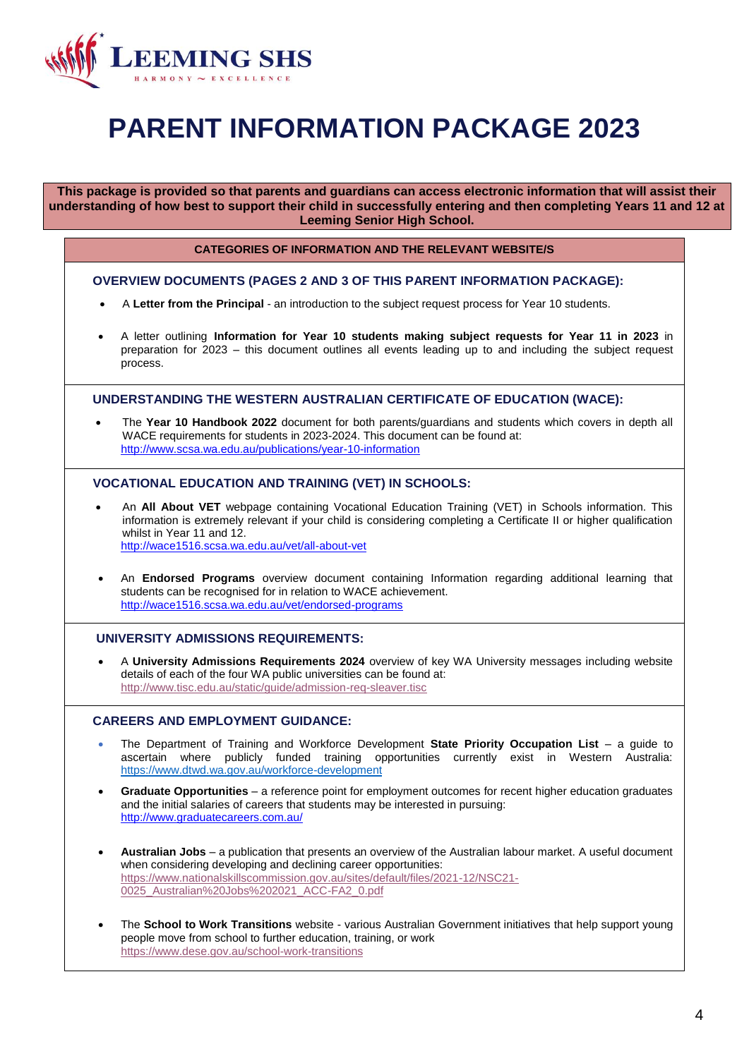**LEEMING SHS**

HARMONY ~ EXCELLENCE

# PARENT INFORMATION PACKAGE 2023

**This package is provided so that parents and guardians can access electronic information that will assist their understanding of how best to support their child in successfully entering and then completing Years 11 and 12 at Leeming Senior High School.**

**CATEGORIES OF INFORMATION AND THE RELEVANT WEBSITE/S**

## OVERVIEW DOCUMENTS (PAGES 2 AND 3 OF THIS PARENT INFORMATION PACKAGE):

- A **Letter from the Principal** - an introduction to the subject request process for Year 10 students.
- A letter outlining **Information for Year 10 students making subject requests for Year 11 in 2023** in preparation for 2023 – this document outlines all events leading up to and including the subject request process.

## UNDERSTANDING THE WESTERN AUSTRALIAN CERTIFICATE OF EDUCATION (WACE):

- The **Year 10 Handbook 2022** document for both parents/guardians and students which covers in depth all WACE requirements for students in 2023-2024. This document can be found at: http://www.scsa.wa.edu.au/publications/year-10-information

## VOCATIONAL EDUCATION AND TRAINING (VET) IN SCHOOLS:

- An **All About VET** webpage containing Vocational Education Training (VET) in Schools information. This information is extremely relevant if your child is considering completing a Certificate II or higher qualification whilst in Year 11 and 12.
  http://wace1516.scsa.wa.edu.au/vet/all-about-vet
- An **Endorsed Programs** overview document containing Information regarding additional learning that students can be recognised for in relation to WACE achievement.
  http://wace1516.scsa.wa.edu.au/vet/endorsed-programs

## UNIVERSITY ADMISSIONS REQUIREMENTS:

- A **University Admissions Requirements 2024** overview of key WA University messages including website details of each of the four WA public universities can be found at:
  http://www.tisc.edu.au/static/guide/admission-req-sleaver.tisc

## CAREERS AND EMPLOYMENT GUIDANCE:

- The Department of Training and Workforce Development **State Priority Occupation List** – a guide to ascertain where publicly funded training opportunities currently exist in Western Australia: https://www.dtwd.wa.gov.au/workforce-development
- **Graduate Opportunities** – a reference point for employment outcomes for recent higher education graduates and the initial salaries of careers that students may be interested in pursuing:
  http://www.graduatecareers.com.au/
- **Australian Jobs** – a publication that presents an overview of the Australian labour market. A useful document when considering developing and declining career opportunities:
  https://www.nationalskillscommission.gov.au/sites/default/files/2021-12/NSC21-0025_Australian%20Jobs%202021_ACC-FA2_0.pdf
- The **School to Work Transitions** website - various Australian Government initiatives that help support young people move from school to further education, training, or work
  https://www.dese.gov.au/school-work-transitions